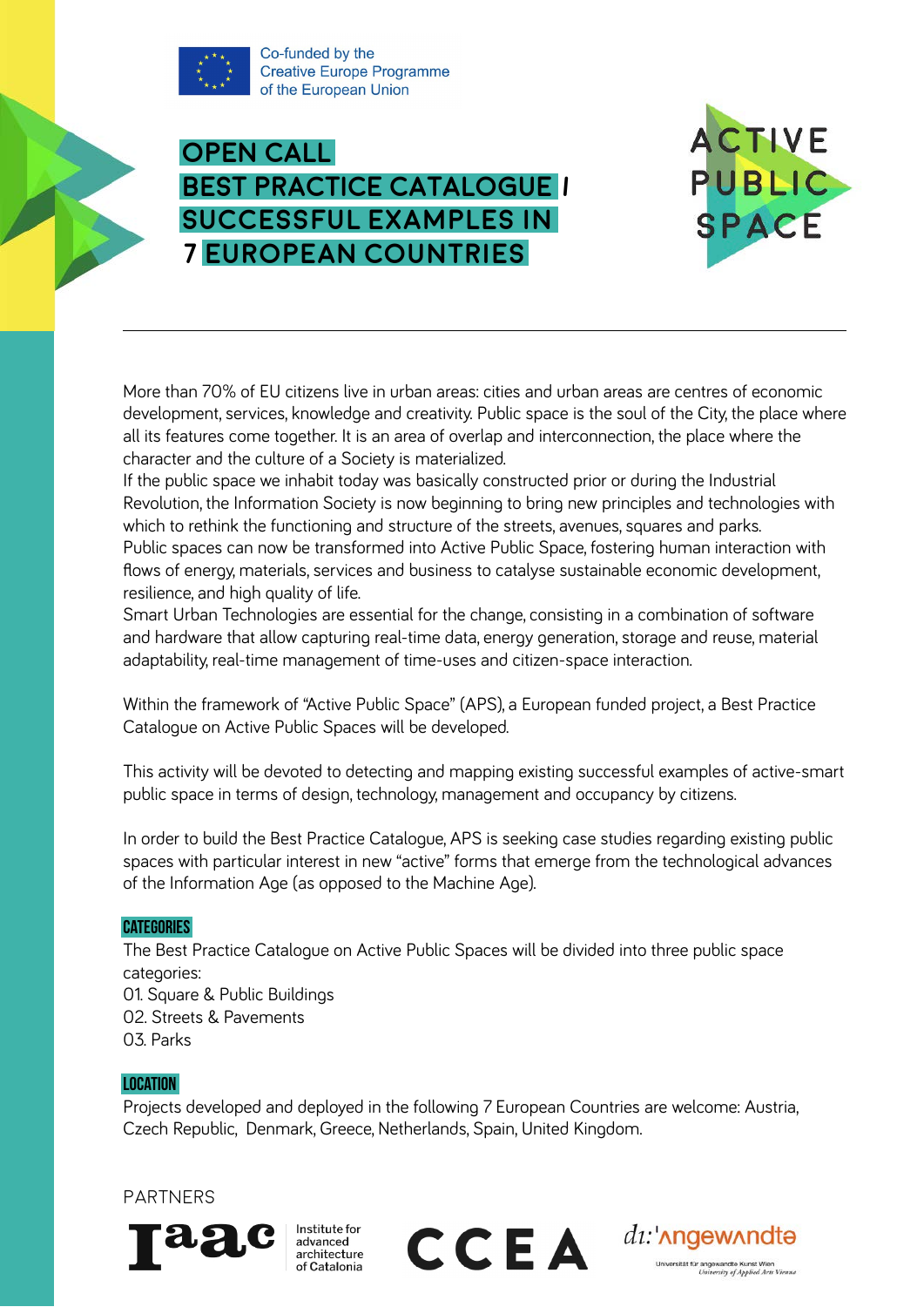Co-funded by the
Creative Europe Programme
of the European Union

# OPEN CALL
# BEST PRACTICE CATALOGUE | SUCCESSFUL EXAMPLES IN 7 EUROPEAN COUNTRIES

ACTIVE PUBLIC SPACE

---

More than 70% of EU citizens live in urban areas: cities and urban areas are centres of economic development, services, knowledge and creativity. Public space is the soul of the City, the place where all its features come together. It is an area of overlap and interconnection, the place where the character and the culture of a Society is materialized.
If the public space we inhabit today was basically constructed prior or during the Industrial Revolution, the Information Society is now beginning to bring new principles and technologies with which to rethink the functioning and structure of the streets, avenues, squares and parks.
Public spaces can now be transformed into Active Public Space, fostering human interaction with flows of energy, materials, services and business to catalyse sustainable economic development, resilience, and high quality of life.
Smart Urban Technologies are essential for the change, consisting in a combination of software and hardware that allow capturing real-time data, energy generation, storage and reuse, material adaptability, real-time management of time-uses and citizen-space interaction.

Within the framework of "Active Public Space" (APS), a European funded project, a Best Practice Catalogue on Active Public Spaces will be developed.

This activity will be devoted to detecting and mapping existing successful examples of active-smart public space in terms of design, technology, management and occupancy by citizens.

In order to build the Best Practice Catalogue, APS is seeking case studies regarding existing public spaces with particular interest in new "active" forms that emerge from the technological advances of the Information Age (as opposed to the Machine Age).

## CATEGORIES

The Best Practice Catalogue on Active Public Spaces will be divided into three public space categories:
01. Square & Public Buildings
02. Streets & Pavements
03. Parks

## LOCATION

Projects developed and deployed in the following 7 European Countries are welcome: Austria, Czech Republic, Denmark, Greece, Netherlands, Spain, United Kingdom.

PARTNERS

Iaac Institute for advanced architecture of Catalonia

CCEA

di:'ʌngewʌndtə Universität für angewandte Kunst Wien University of Applied Arts Vienna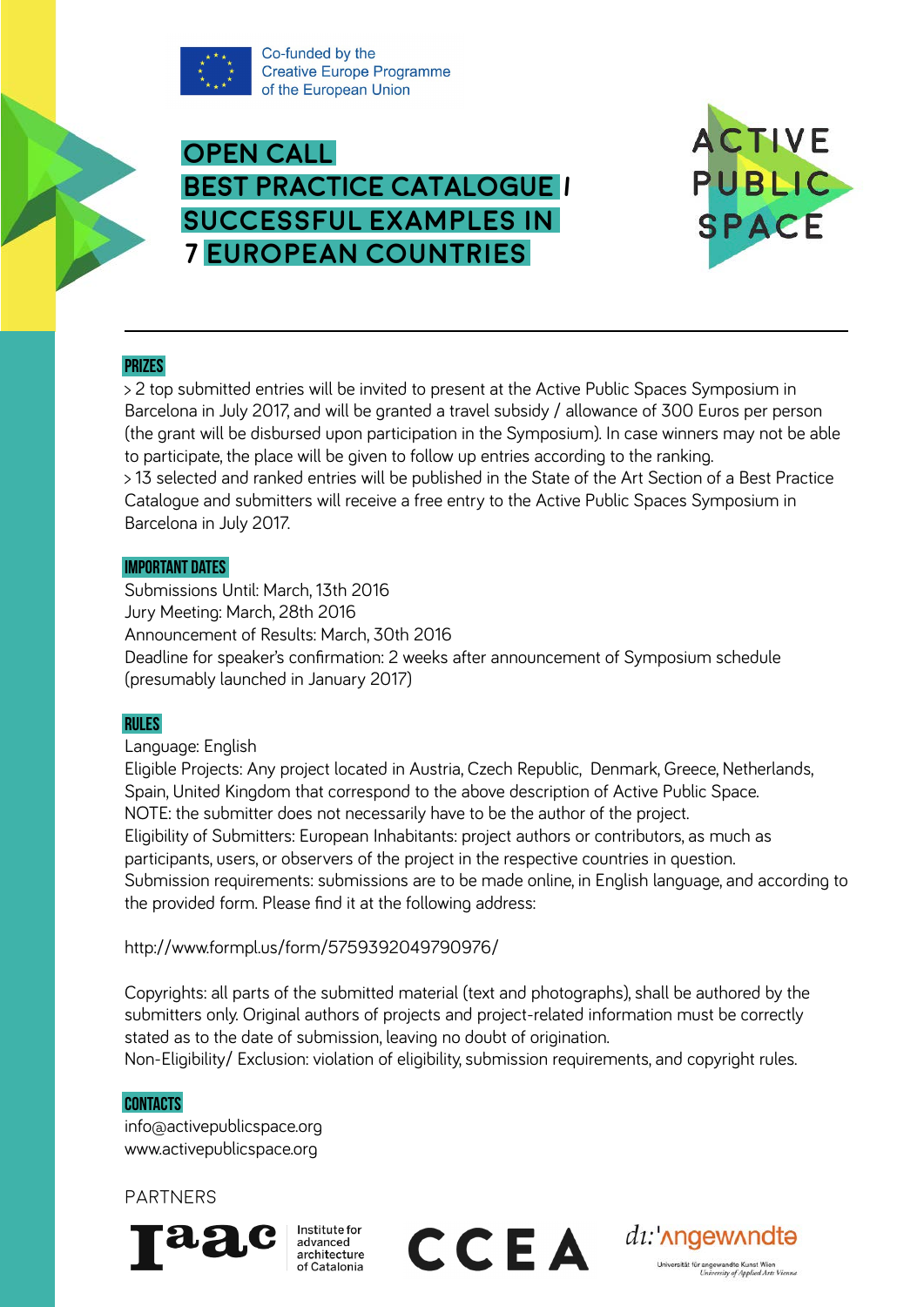Co-funded by the Creative Europe Programme of the European Union

# OPEN CALL
# BEST PRACTICE CATALOGUE | SUCCESSFUL EXAMPLES IN 7 EUROPEAN COUNTRIES

ACTIVE PUBLIC SPACE

## PRIZES

> 2 top submitted entries will be invited to present at the Active Public Spaces Symposium in Barcelona in July 2017, and will be granted a travel subsidy / allowance of 300 Euros per person (the grant will be disbursed upon participation in the Symposium). In case winners may not be able to participate, the place will be given to follow up entries according to the ranking.

> 13 selected and ranked entries will be published in the State of the Art Section of a Best Practice Catalogue and submitters will receive a free entry to the Active Public Spaces Symposium in Barcelona in July 2017.

## IMPORTANT DATES

Submissions Until: March, 13th 2016
Jury Meeting: March, 28th 2016
Announcement of Results: March, 30th 2016
Deadline for speaker's confirmation: 2 weeks after announcement of Symposium schedule (presumably launched in January 2017)

## RULES

Language: English
Eligible Projects: Any project located in Austria, Czech Republic, Denmark, Greece, Netherlands, Spain, United Kingdom that correspond to the above description of Active Public Space.
NOTE: the submitter does not necessarily have to be the author of the project.
Eligibility of Submitters: European Inhabitants: project authors or contributors, as much as participants, users, or observers of the project in the respective countries in question.
Submission requirements: submissions are to be made online, in English language, and according to the provided form. Please find it at the following address:

http://www.formpl.us/form/5759392049790976/

Copyrights: all parts of the submitted material (text and photographs), shall be authored by the submitters only. Original authors of projects and project-related information must be correctly stated as to the date of submission, leaving no doubt of origination.
Non-Eligibility/ Exclusion: violation of eligibility, submission requirements, and copyright rules.

## CONTACTS

info@activepublicspace.org
www.activepublicspace.org

PARTNERS

Iaac Institute for advanced architecture of Catalonia

CCEA

di:'Angewandte Universität für angewandte Kunst Wien University of Applied Arts Vienna